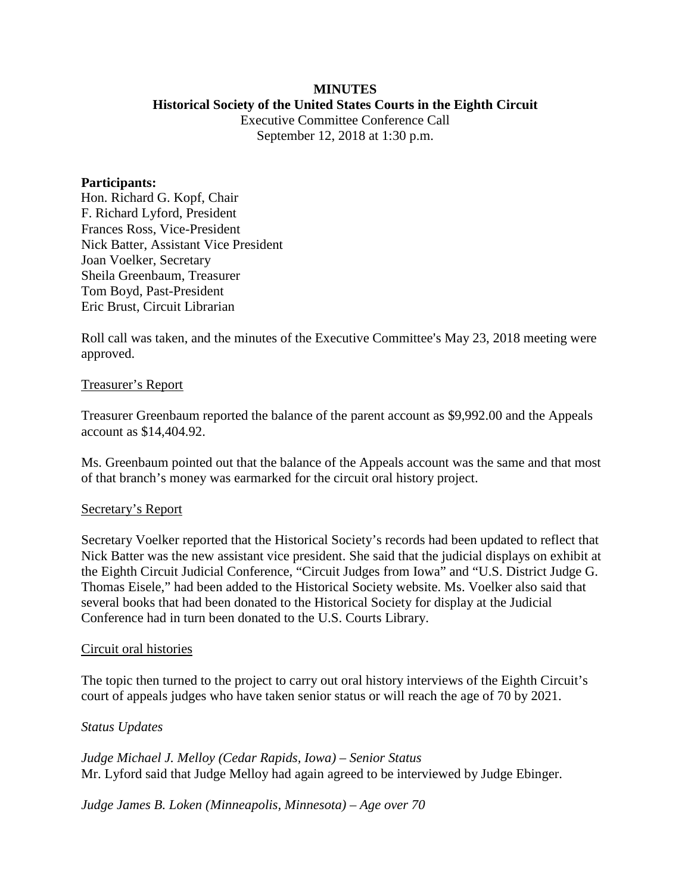**MINUTES**

**Historical Society of the United States Courts in the Eighth Circuit**

Executive Committee Conference Call

September 12, 2018 at 1:30 p.m.

**Participants:**

Hon. Richard G. Kopf, Chair
F. Richard Lyford, President
Frances Ross, Vice-President
Nick Batter, Assistant Vice President
Joan Voelker, Secretary
Sheila Greenbaum, Treasurer
Tom Boyd, Past-President
Eric Brust, Circuit Librarian

Roll call was taken, and the minutes of the Executive Committee's May 23, 2018 meeting were approved.

<u>Treasurer's Report</u>

Treasurer Greenbaum reported the balance of the parent account as $9,992.00 and the Appeals account as $14,404.92.

Ms. Greenbaum pointed out that the balance of the Appeals account was the same and that most of that branch's money was earmarked for the circuit oral history project.

<u>Secretary's Report</u>

Secretary Voelker reported that the Historical Society's records had been updated to reflect that Nick Batter was the new assistant vice president. She said that the judicial displays on exhibit at the Eighth Circuit Judicial Conference, "Circuit Judges from Iowa" and "U.S. District Judge G. Thomas Eisele," had been added to the Historical Society website. Ms. Voelker also said that several books that had been donated to the Historical Society for display at the Judicial Conference had in turn been donated to the U.S. Courts Library.

<u>Circuit oral histories</u>

The topic then turned to the project to carry out oral history interviews of the Eighth Circuit's court of appeals judges who have taken senior status or will reach the age of 70 by 2021.

*Status Updates*

*Judge Michael J. Melloy (Cedar Rapids, Iowa) – Senior Status*
Mr. Lyford said that Judge Melloy had again agreed to be interviewed by Judge Ebinger.

*Judge James B. Loken (Minneapolis, Minnesota) – Age over 70*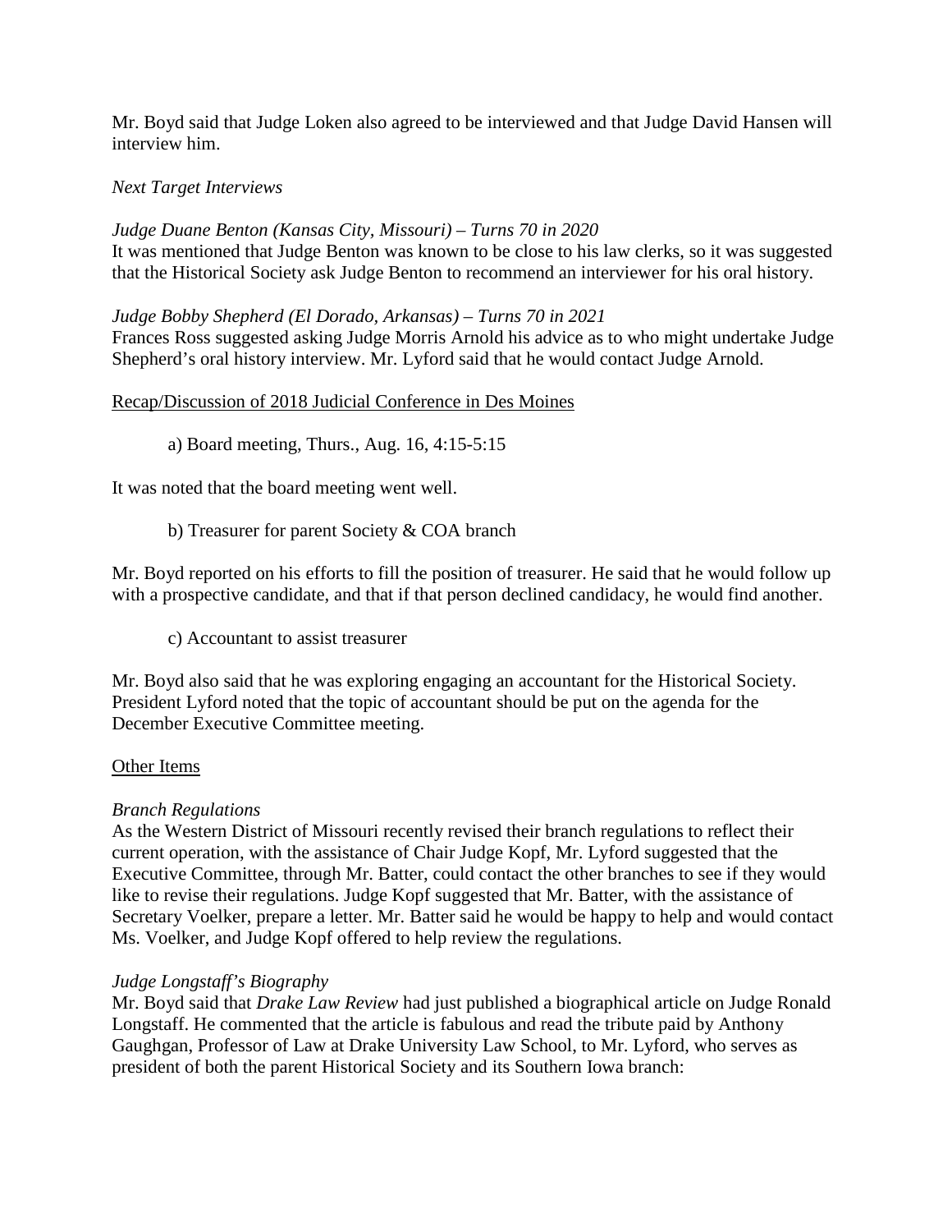Mr. Boyd said that Judge Loken also agreed to be interviewed and that Judge David Hansen will interview him.

*Next Target Interviews*

*Judge Duane Benton (Kansas City, Missouri) – Turns 70 in 2020*
It was mentioned that Judge Benton was known to be close to his law clerks, so it was suggested that the Historical Society ask Judge Benton to recommend an interviewer for his oral history.

*Judge Bobby Shepherd (El Dorado, Arkansas) – Turns 70 in 2021*
Frances Ross suggested asking Judge Morris Arnold his advice as to who might undertake Judge Shepherd's oral history interview. Mr. Lyford said that he would contact Judge Arnold.

<u>Recap/Discussion of 2018 Judicial Conference in Des Moines</u>

a) Board meeting, Thurs., Aug. 16, 4:15-5:15

It was noted that the board meeting went well.

b) Treasurer for parent Society & COA branch

Mr. Boyd reported on his efforts to fill the position of treasurer. He said that he would follow up with a prospective candidate, and that if that person declined candidacy, he would find another.

c) Accountant to assist treasurer

Mr. Boyd also said that he was exploring engaging an accountant for the Historical Society. President Lyford noted that the topic of accountant should be put on the agenda for the December Executive Committee meeting.

<u>Other Items</u>

*Branch Regulations*
As the Western District of Missouri recently revised their branch regulations to reflect their current operation, with the assistance of Chair Judge Kopf, Mr. Lyford suggested that the Executive Committee, through Mr. Batter, could contact the other branches to see if they would like to revise their regulations. Judge Kopf suggested that Mr. Batter, with the assistance of Secretary Voelker, prepare a letter. Mr. Batter said he would be happy to help and would contact Ms. Voelker, and Judge Kopf offered to help review the regulations.

*Judge Longstaff's Biography*
Mr. Boyd said that *Drake Law Review* had just published a biographical article on Judge Ronald Longstaff. He commented that the article is fabulous and read the tribute paid by Anthony Gaughgan, Professor of Law at Drake University Law School, to Mr. Lyford, who serves as president of both the parent Historical Society and its Southern Iowa branch: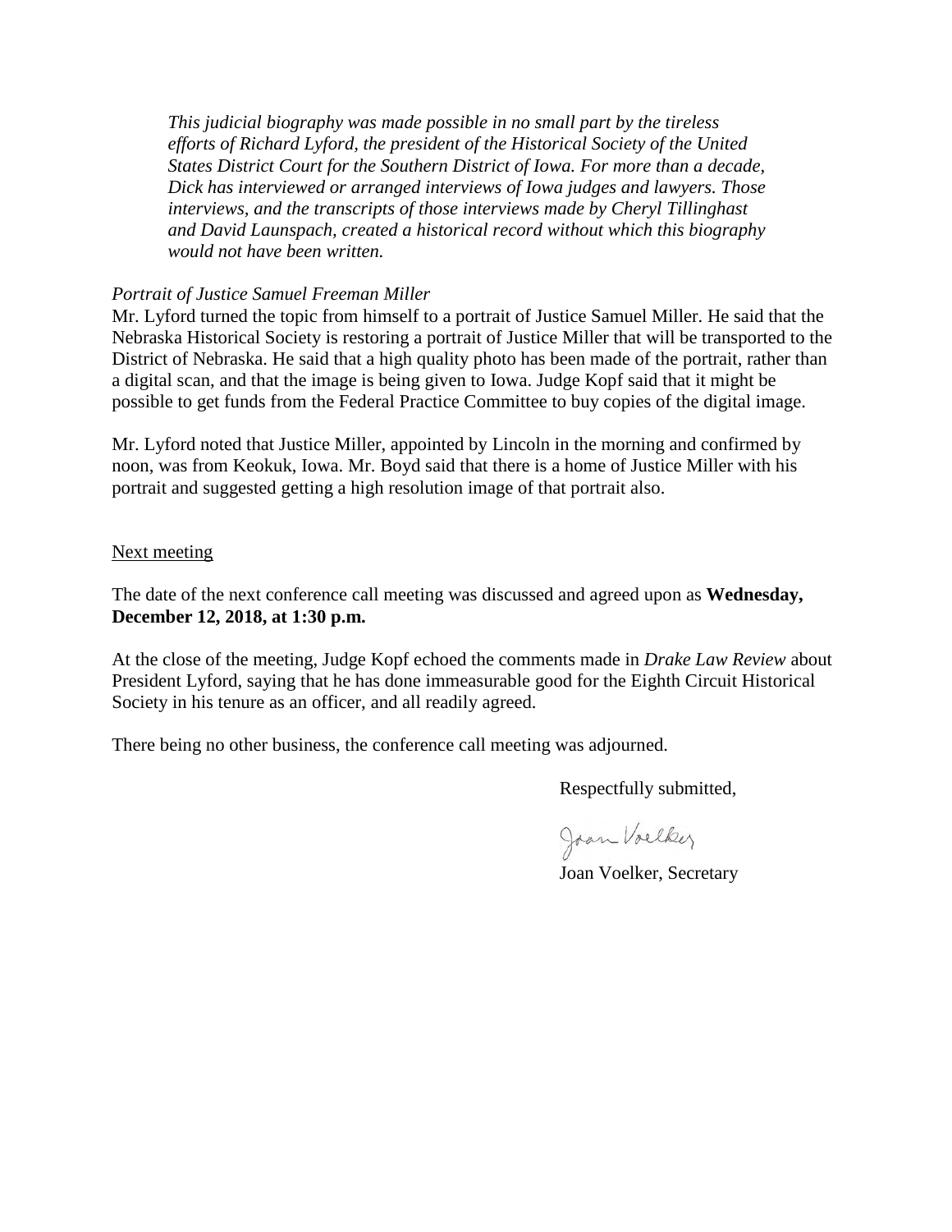*This judicial biography was made possible in no small part by the tireless efforts of Richard Lyford, the president of the Historical Society of the United States District Court for the Southern District of Iowa. For more than a decade, Dick has interviewed or arranged interviews of Iowa judges and lawyers. Those interviews, and the transcripts of those interviews made by Cheryl Tillinghast and David Launspach, created a historical record without which this biography would not have been written.*

*Portrait of Justice Samuel Freeman Miller*

Mr. Lyford turned the topic from himself to a portrait of Justice Samuel Miller. He said that the Nebraska Historical Society is restoring a portrait of Justice Miller that will be transported to the District of Nebraska. He said that a high quality photo has been made of the portrait, rather than a digital scan, and that the image is being given to Iowa. Judge Kopf said that it might be possible to get funds from the Federal Practice Committee to buy copies of the digital image.

Mr. Lyford noted that Justice Miller, appointed by Lincoln in the morning and confirmed by noon, was from Keokuk, Iowa. Mr. Boyd said that there is a home of Justice Miller with his portrait and suggested getting a high resolution image of that portrait also.

<u>Next meeting</u>

The date of the next conference call meeting was discussed and agreed upon as **Wednesday, December 12, 2018, at 1:30 p.m.**

At the close of the meeting, Judge Kopf echoed the comments made in *Drake Law Review* about President Lyford, saying that he has done immeasurable good for the Eighth Circuit Historical Society in his tenure as an officer, and all readily agreed.

There being no other business, the conference call meeting was adjourned.

Respectfully submitted,

Joan Voelker

Joan Voelker, Secretary